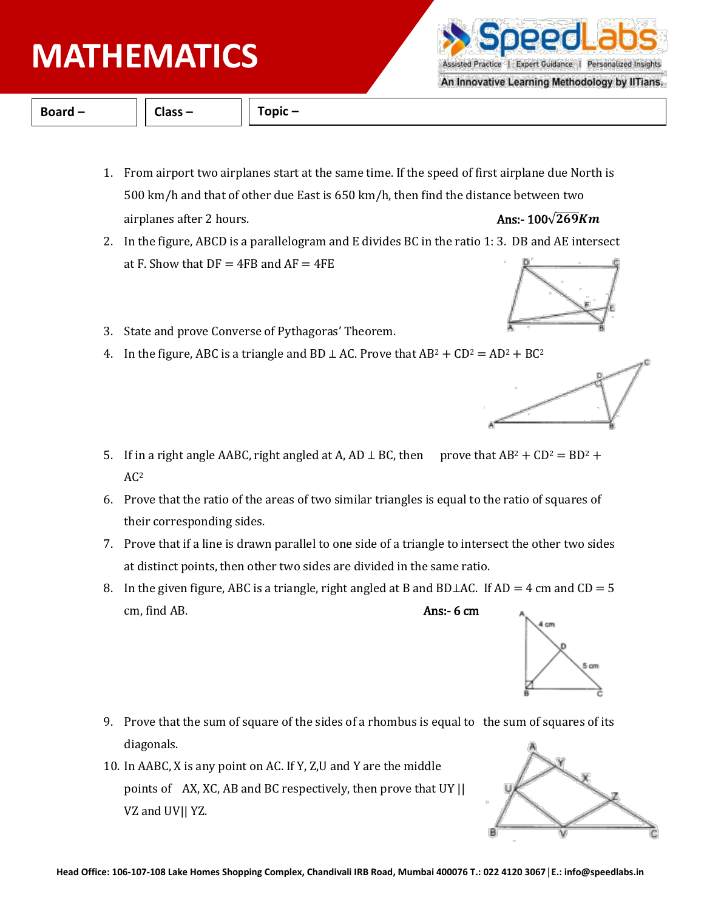# MATHEMATICS

| Board – | Class – | Topic – |
|---|---|---|

1. From airport two airplanes start at the same time. If the speed of first airplane due North is 500 km/h and that of other due East is 650 km/h, then find the distance between two airplanes after 2 hours. **Ans:-** $100\sqrt{269}Km$

2. In the figure, ABCD is a parallelogram and E divides BC in the ratio 1: 3. DB and AE intersect at F. Show that DF = 4FB and AF = 4FE

3. State and prove Converse of Pythagoras' Theorem.

4. In the figure, ABC is a triangle and BD ⊥ AC. Prove that $AB^2 + CD^2 = AD^2 + BC^2$

5. If in a right angle AABC, right angled at A, AD ⊥ BC, then prove that $AB^2 + CD^2 = BD^2 + AC^2$

6. Prove that the ratio of the areas of two similar triangles is equal to the ratio of squares of their corresponding sides.

7. Prove that if a line is drawn parallel to one side of a triangle to intersect the other two sides at distinct points, then other two sides are divided in the same ratio.

8. In the given figure, ABC is a triangle, right angled at B and BD⊥AC. If AD = 4 cm and CD = 5 cm, find AB. **Ans:- 6 cm**

9. Prove that the sum of square of the sides of a rhombus is equal to the sum of squares of its diagonals.

10. In AABC, X is any point on AC. If Y, Z,U and Y are the middle points of AX, XC, AB and BC respectively, then prove that UY || VZ and UV|| YZ.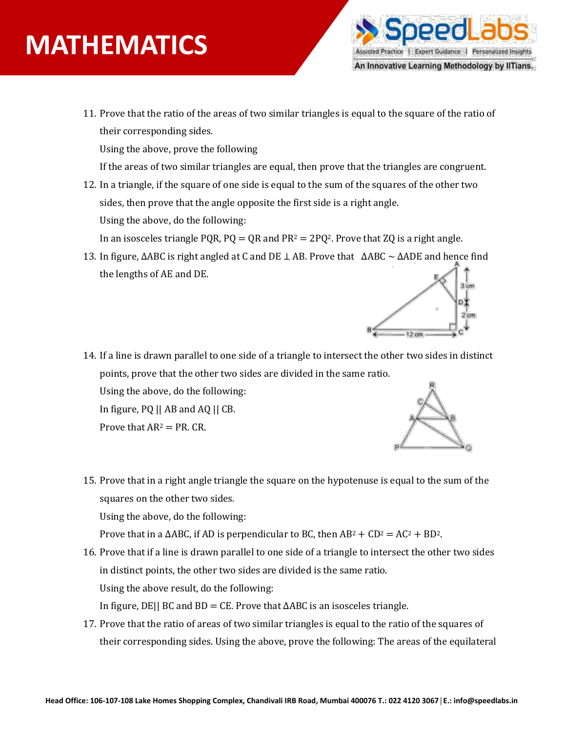11. Prove that the ratio of the areas of two similar triangles is equal to the square of the ratio of their corresponding sides.

    Using the above, prove the following

    If the areas of two similar triangles are equal, then prove that the triangles are congruent.

12. In a triangle, if the square of one side is equal to the sum of the squares of the other two sides, then prove that the angle opposite the first side is a right angle.

    Using the above, do the following:

    In an isosceles triangle PQR, PQ = QR and $PR^2 = 2PQ^2$. Prove that ∠Q is a right angle.

13. In figure, ΔABC is right angled at C and DE ⊥ AB. Prove that ΔABC ~ ΔADE and hence find the lengths of AE and DE.

14. If a line is drawn parallel to one side of a triangle to intersect the other two sides in distinct points, prove that the other two sides are divided in the same ratio.

    Using the above, do the following:

    In figure, PQ || AB and AQ || CB.

    Prove that $AR^2 = PR. CR$.

15. Prove that in a right angle triangle the square on the hypotenuse is equal to the sum of the squares on the other two sides.

    Using the above, do the following:

    Prove that in a ΔABC, if AD is perpendicular to BC, then $AB^2 + CD^2 = AC^2 + BD^2$.

16. Prove that if a line is drawn parallel to one side of a triangle to intersect the other two sides in distinct points, the other two sides are divided is the same ratio.

    Using the above result, do the following:

    In figure, DE|| BC and BD = CE. Prove that ΔABC is an isosceles triangle.

17. Prove that the ratio of areas of two similar triangles is equal to the ratio of the squares of their corresponding sides. Using the above, prove the following: The areas of the equilateral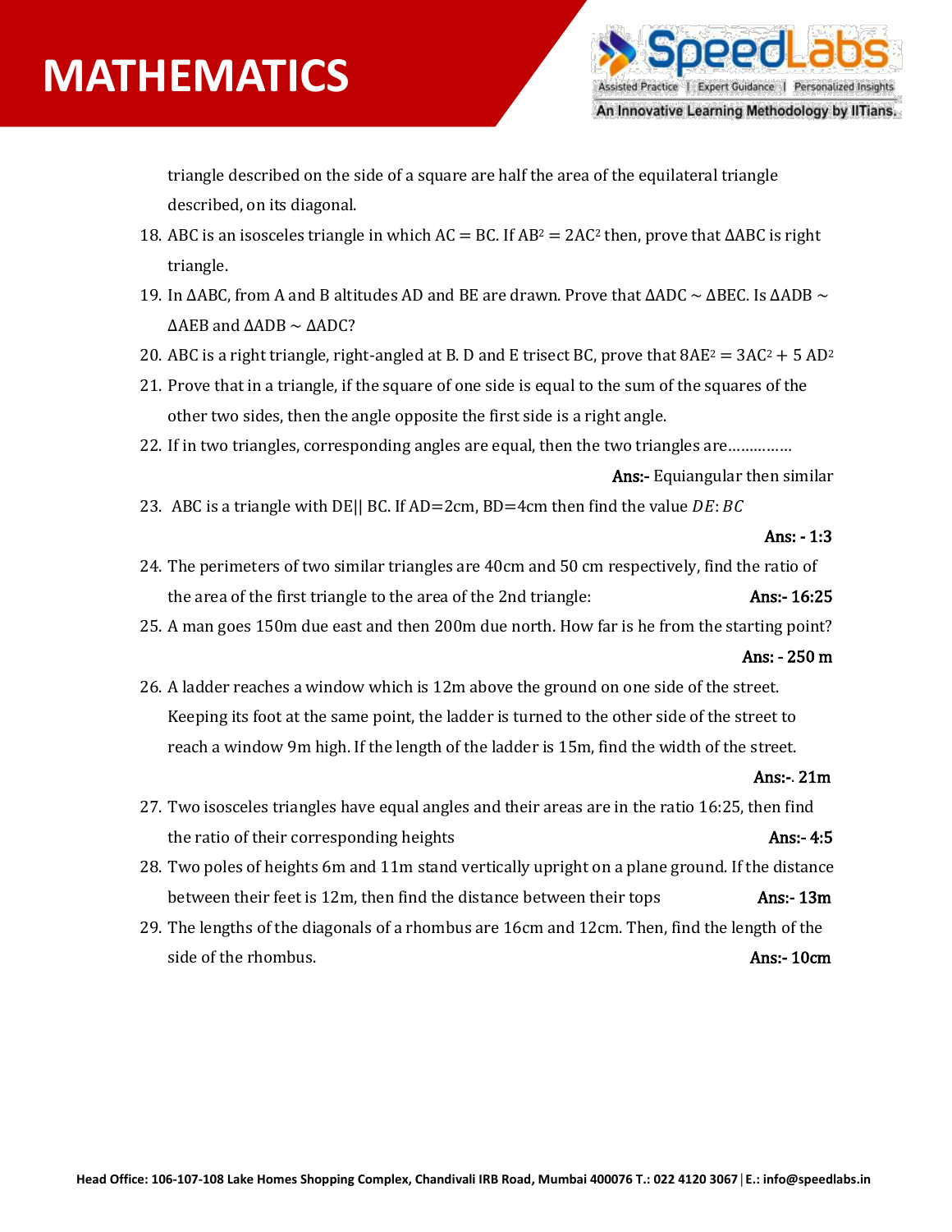triangle described on the side of a square are half the area of the equilateral triangle described, on its diagonal.

18. ABC is an isosceles triangle in which AC = BC. If $AB^2 = 2AC^2$ then, prove that ΔABC is right triangle.
19. In ΔABC, from A and B altitudes AD and BE are drawn. Prove that ΔADC ~ ΔBEC. Is ΔADB ~ ΔAEB and ΔADB ~ ΔADC?
20. ABC is a right triangle, right-angled at B. D and E trisect BC, prove that $8AE^2 = 3AC^2 + 5\ AD^2$
21. Prove that in a triangle, if the square of one side is equal to the sum of the squares of the other two sides, then the angle opposite the first side is a right angle.
22. If in two triangles, corresponding angles are equal, then the two triangles are……………

    **Ans:-** Equiangular then similar
23. ABC is a triangle with DE|| BC. If AD=2cm, BD=4cm then find the value $DE: BC$

    **Ans: - 1:3**
24. The perimeters of two similar triangles are 40cm and 50 cm respectively, find the ratio of the area of the first triangle to the area of the 2nd triangle: **Ans:- 16:25**
25. A man goes 150m due east and then 200m due north. How far is he from the starting point?

    **Ans: - 250 m**
26. A ladder reaches a window which is 12m above the ground on one side of the street. Keeping its foot at the same point, the ladder is turned to the other side of the street to reach a window 9m high. If the length of the ladder is 15m, find the width of the street.

    **Ans:-. 21m**
27. Two isosceles triangles have equal angles and their areas are in the ratio 16:25, then find the ratio of their corresponding heights **Ans:- 4:5**
28. Two poles of heights 6m and 11m stand vertically upright on a plane ground. If the distance between their feet is 12m, then find the distance between their tops **Ans:- 13m**
29. The lengths of the diagonals of a rhombus are 16cm and 12cm. Then, find the length of the side of the rhombus. **Ans:- 10cm**